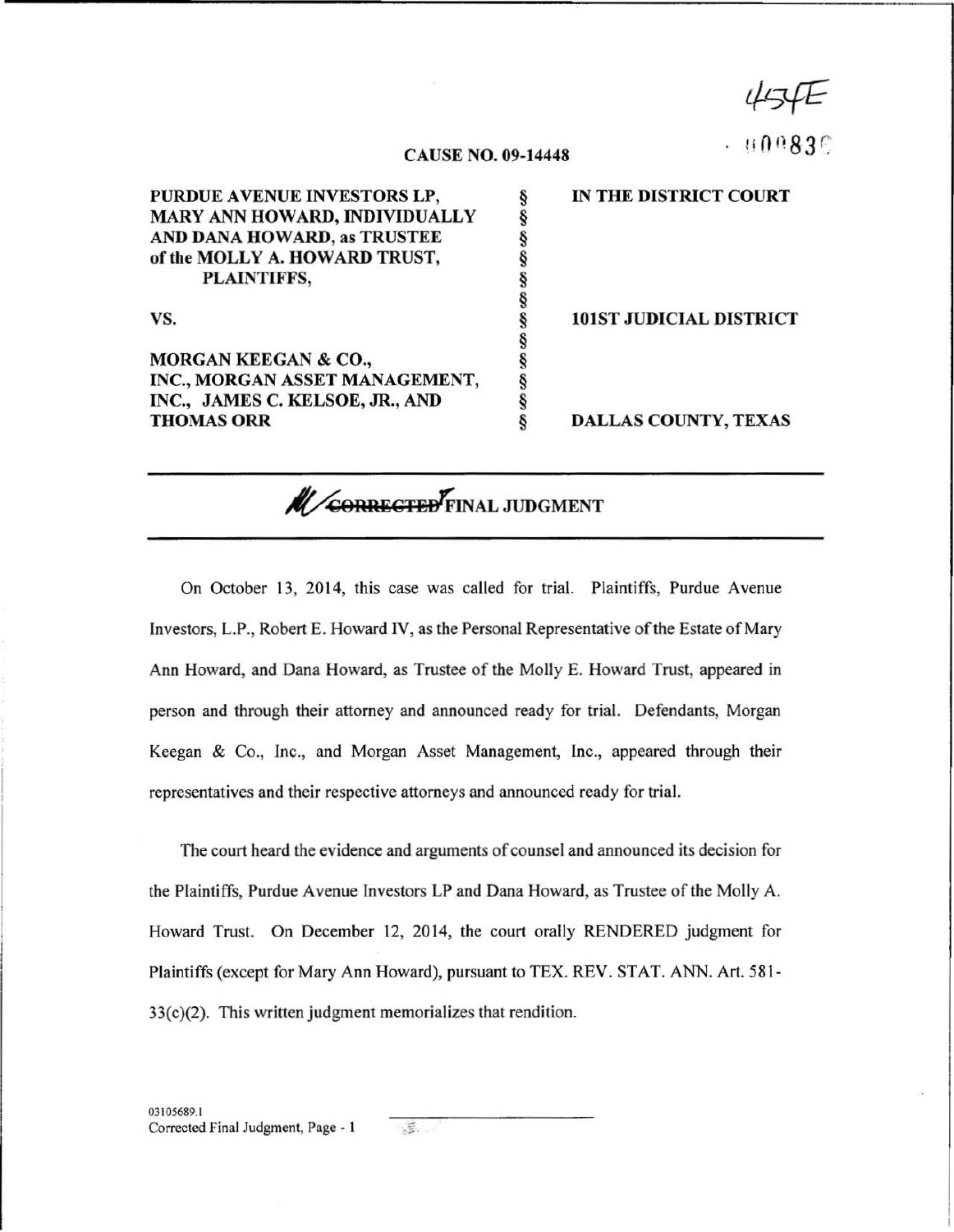4S4E

00083

**CAUSE NO. 09-14448**

| | | |
|---|---|---|
| **PURDUE AVENUE INVESTORS LP, MARY ANN HOWARD, INDIVIDUALLY AND DANA HOWARD, as TRUSTEE of the MOLLY A. HOWARD TRUST, PLAINTIFFS,** | § | **IN THE DISTRICT COURT** |
| **VS.** | § | **101ST JUDICIAL DISTRICT** |
| **MORGAN KEEGAN & CO., INC., MORGAN ASSET MANAGEMENT, INC., JAMES C. KELSOE, JR., AND THOMAS ORR** | § | **DALLAS COUNTY, TEXAS** |

---

## ~~CORRECTED~~ FINAL JUDGMENT

---

On October 13, 2014, this case was called for trial. Plaintiffs, Purdue Avenue Investors, L.P., Robert E. Howard IV, as the Personal Representative of the Estate of Mary Ann Howard, and Dana Howard, as Trustee of the Molly E. Howard Trust, appeared in person and through their attorney and announced ready for trial. Defendants, Morgan Keegan & Co., Inc., and Morgan Asset Management, Inc., appeared through their representatives and their respective attorneys and announced ready for trial.

The court heard the evidence and arguments of counsel and announced its decision for the Plaintiffs, Purdue Avenue Investors LP and Dana Howard, as Trustee of the Molly A. Howard Trust. On December 12, 2014, the court orally RENDERED judgment for Plaintiffs (except for Mary Ann Howard), pursuant to TEX. REV. STAT. ANN. Art. 581-33(c)(2). This written judgment memorializes that rendition.

03105689.1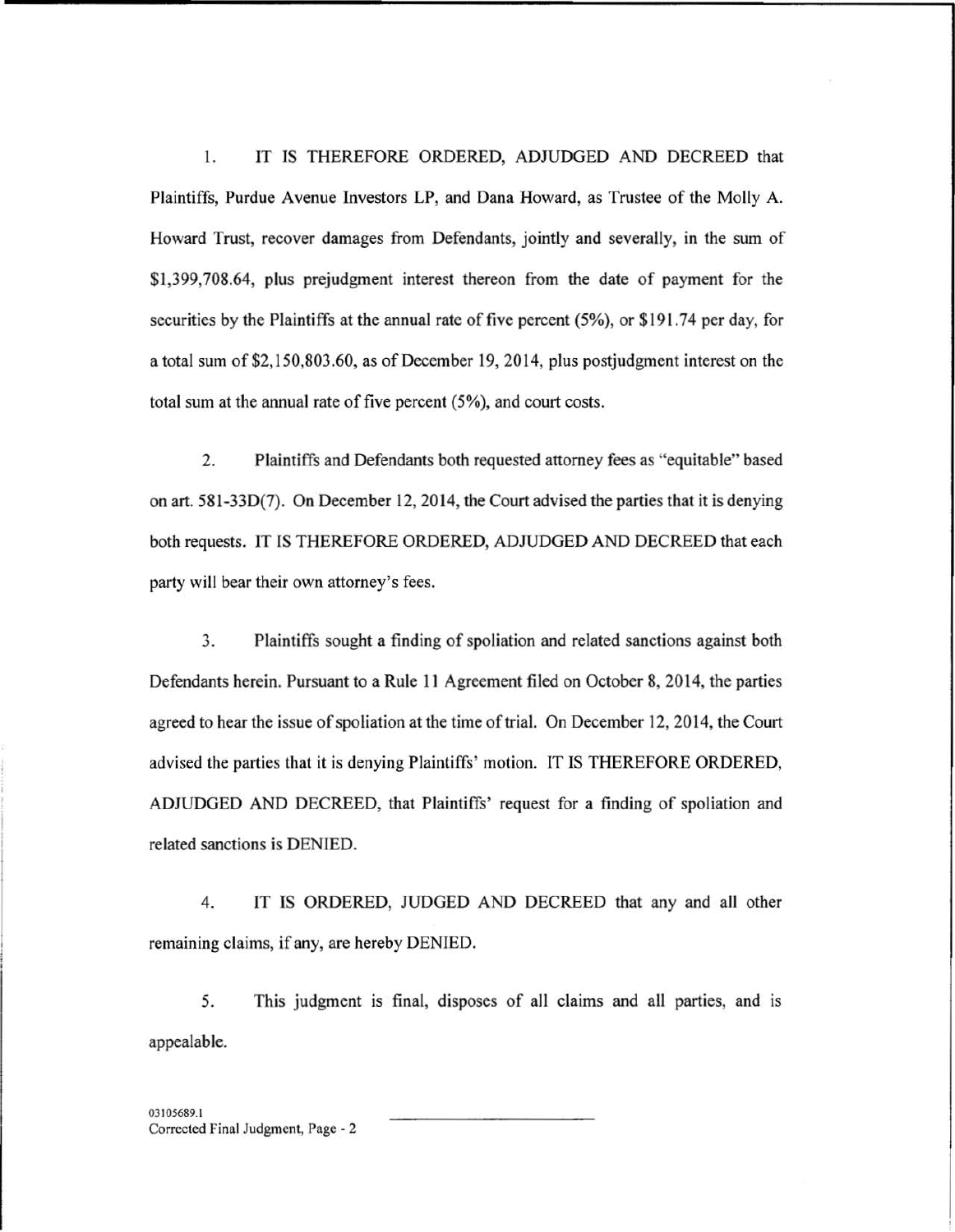1. IT IS THEREFORE ORDERED, ADJUDGED AND DECREED that Plaintiffs, Purdue Avenue Investors LP, and Dana Howard, as Trustee of the Molly A. Howard Trust, recover damages from Defendants, jointly and severally, in the sum of $1,399,708.64, plus prejudgment interest thereon from the date of payment for the securities by the Plaintiffs at the annual rate of five percent (5%), or $191.74 per day, for a total sum of $2,150,803.60, as of December 19, 2014, plus postjudgment interest on the total sum at the annual rate of five percent (5%), and court costs.

2. Plaintiffs and Defendants both requested attorney fees as "equitable" based on art. 581-33D(7). On December 12, 2014, the Court advised the parties that it is denying both requests. IT IS THEREFORE ORDERED, ADJUDGED AND DECREED that each party will bear their own attorney's fees.

3. Plaintiffs sought a finding of spoliation and related sanctions against both Defendants herein. Pursuant to a Rule 11 Agreement filed on October 8, 2014, the parties agreed to hear the issue of spoliation at the time of trial. On December 12, 2014, the Court advised the parties that it is denying Plaintiffs' motion. IT IS THEREFORE ORDERED, ADJUDGED AND DECREED, that Plaintiffs' request for a finding of spoliation and related sanctions is DENIED.

4. IT IS ORDERED, JUDGED AND DECREED that any and all other remaining claims, if any, are hereby DENIED.

5. This judgment is final, disposes of all claims and all parties, and is appealable.

03105689.1
Corrected Final Judgment, Page - 2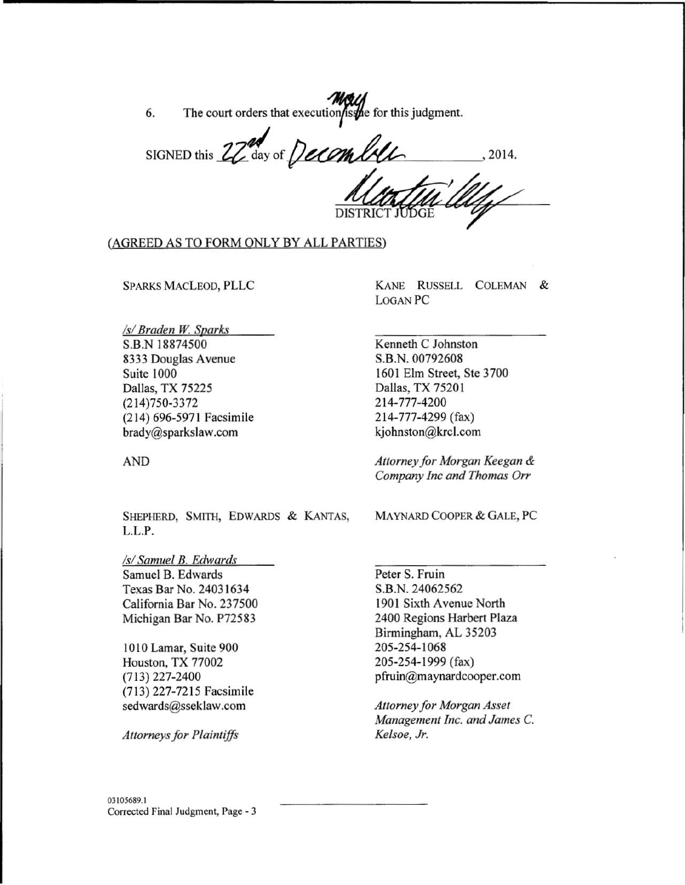6. The court orders that execution may issue for this judgment.

SIGNED this 22nd day of December, 2014.

DISTRICT JUDGE

(AGREED AS TO FORM ONLY BY ALL PARTIES)

SPARKS MACLEOD, PLLC

/s/ Braden W. Sparks
S.B.N 18874500
8333 Douglas Avenue
Suite 1000
Dallas, TX 75225
(214)750-3372
(214) 696-5971 Facsimile
brady@sparkslaw.com

AND

SHEPHERD, SMITH, EDWARDS & KANTAS, L.L.P.

/s/ Samuel B. Edwards
Samuel B. Edwards
Texas Bar No. 24031634
California Bar No. 237500
Michigan Bar No. P72583

1010 Lamar, Suite 900
Houston, TX 77002
(713) 227-2400
(713) 227-7215 Facsimile
sedwards@sseklaw.com

*Attorneys for Plaintiffs*

KANE RUSSELL COLEMAN & LOGAN PC

Kenneth C Johnston
S.B.N. 00792608
1601 Elm Street, Ste 3700
Dallas, TX 75201
214-777-4200
214-777-4299 (fax)
kjohnston@krcl.com

*Attorney for Morgan Keegan & Company Inc and Thomas Orr*

MAYNARD COOPER & GALE, PC

Peter S. Fruin
S.B.N. 24062562
1901 Sixth Avenue North
2400 Regions Harbert Plaza
Birmingham, AL 35203
205-254-1068
205-254-1999 (fax)
pfruin@maynardcooper.com

*Attorney for Morgan Asset Management Inc. and James C. Kelsoe, Jr.*

03105689.1
Corrected Final Judgment, Page - 3